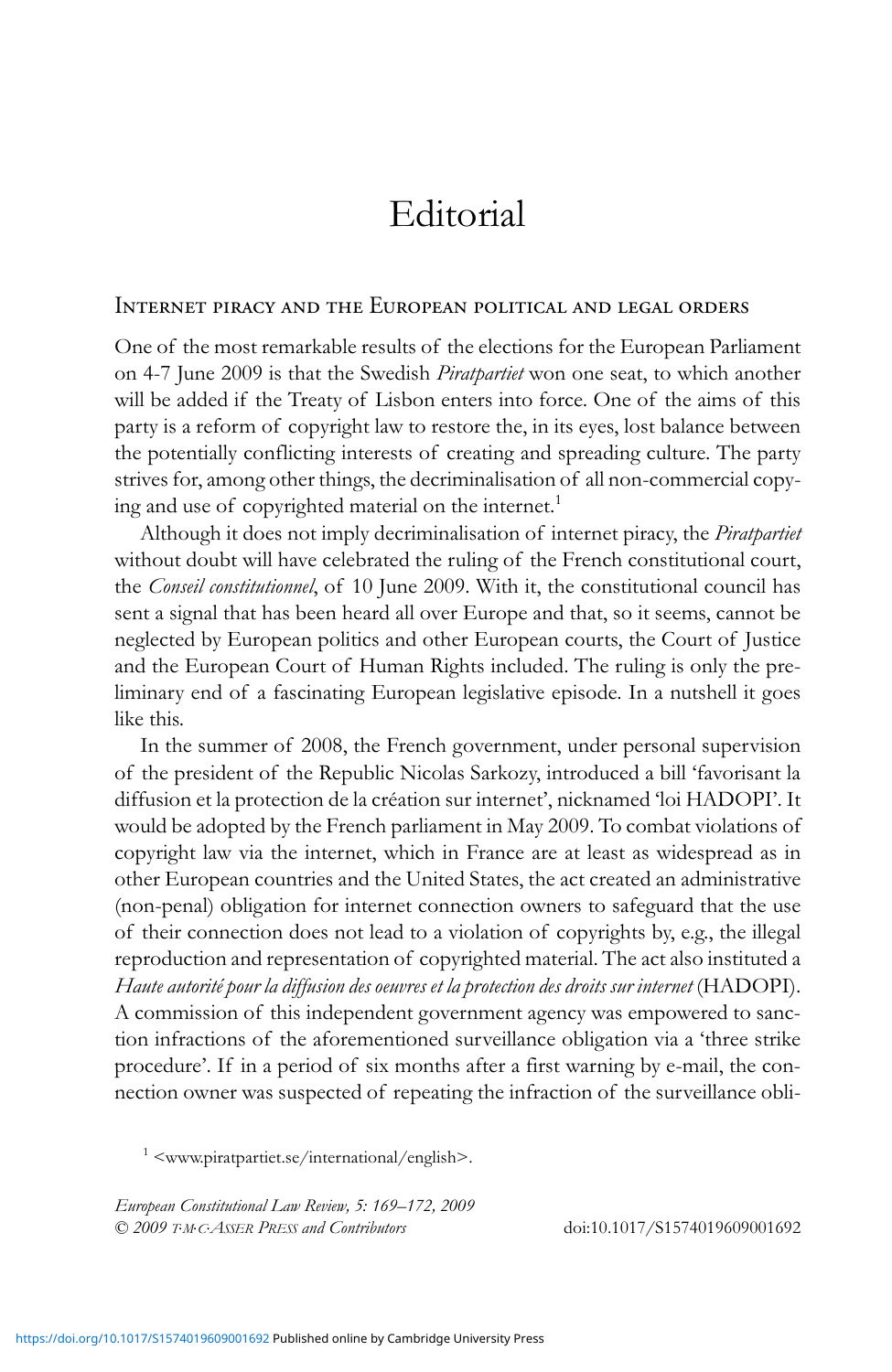# Editorial

## Internet piracy and the European political and legal orders

One of the most remarkable results of the elections for the European Parliament on 4-7 June 2009 is that the Swedish *Piratpartiet* won one seat, to which another will be added if the Treaty of Lisbon enters into force. One of the aims of this party is a reform of copyright law to restore the, in its eyes, lost balance between the potentially conflicting interests of creating and spreading culture. The party strives for, among other things, the decriminalisation of all non-commercial copying and use of copyrighted material on the internet.[1]

Although it does not imply decriminalisation of internet piracy, the *Piratpartiet* without doubt will have celebrated the ruling of the French constitutional court, the *Conseil constitutionnel*, of 10 June 2009. With it, the constitutional council has sent a signal that has been heard all over Europe and that, so it seems, cannot be neglected by European politics and other European courts, the Court of Justice and the European Court of Human Rights included. The ruling is only the preliminary end of a fascinating European legislative episode. In a nutshell it goes like this.

In the summer of 2008, the French government, under personal supervision of the president of the Republic Nicolas Sarkozy, introduced a bill 'favorisant la diffusion et la protection de la création sur internet', nicknamed 'loi HADOPI'. It would be adopted by the French parliament in May 2009. To combat violations of copyright law via the internet, which in France are at least as widespread as in other European countries and the United States, the act created an administrative (non-penal) obligation for internet connection owners to safeguard that the use of their connection does not lead to a violation of copyrights by, e.g., the illegal reproduction and representation of copyrighted material. The act also instituted a *Haute autorité pour la diffusion des oeuvres et la protection des droits sur internet* (HADOPI). A commission of this independent government agency was empowered to sanction infractions of the aforementioned surveillance obligation via a 'three strike procedure'. If in a period of six months after a first warning by e-mail, the connection owner was suspected of repeating the infraction of the surveillance obli-

[1] <www.piratpartiet.se/international/english>.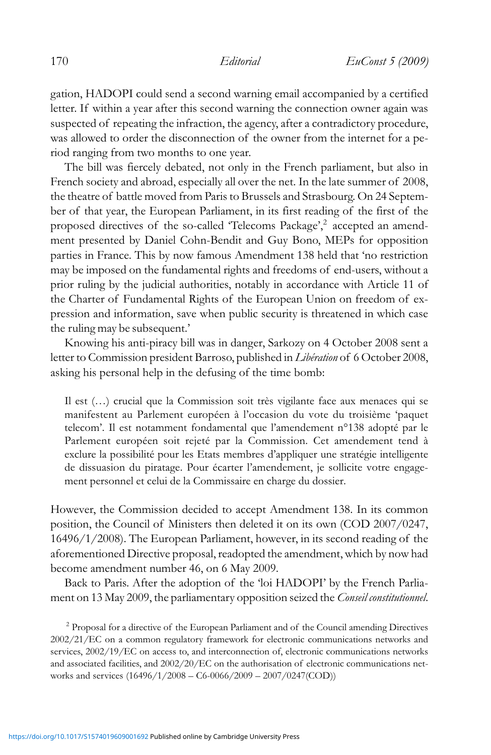gation, HADOPI could send a second warning email accompanied by a certified letter. If within a year after this second warning the connection owner again was suspected of repeating the infraction, the agency, after a contradictory procedure, was allowed to order the disconnection of the owner from the internet for a period ranging from two months to one year.

The bill was fiercely debated, not only in the French parliament, but also in French society and abroad, especially all over the net. In the late summer of 2008, the theatre of battle moved from Paris to Brussels and Strasbourg. On 24 September of that year, the European Parliament, in its first reading of the first of the proposed directives of the so-called 'Telecoms Package',[2] accepted an amendment presented by Daniel Cohn-Bendit and Guy Bono, MEPs for opposition parties in France. This by now famous Amendment 138 held that 'no restriction may be imposed on the fundamental rights and freedoms of end-users, without a prior ruling by the judicial authorities, notably in accordance with Article 11 of the Charter of Fundamental Rights of the European Union on freedom of expression and information, save when public security is threatened in which case the ruling may be subsequent.'

Knowing his anti-piracy bill was in danger, Sarkozy on 4 October 2008 sent a letter to Commission president Barroso, published in *Libération* of 6 October 2008, asking his personal help in the defusing of the time bomb:

> Il est (…) crucial que la Commission soit très vigilante face aux menaces qui se manifestent au Parlement européen à l'occasion du vote du troisième 'paquet telecom'. Il est notamment fondamental que l'amendement n°138 adopté par le Parlement européen soit rejeté par la Commission. Cet amendement tend à exclure la possibilité pour les Etats membres d'appliquer une stratégie intelligente de dissuasion du piratage. Pour écarter l'amendement, je sollicite votre engagement personnel et celui de la Commissaire en charge du dossier.

However, the Commission decided to accept Amendment 138. In its common position, the Council of Ministers then deleted it on its own (COD 2007/0247, 16496/1/2008). The European Parliament, however, in its second reading of the aforementioned Directive proposal, readopted the amendment, which by now had become amendment number 46, on 6 May 2009.

Back to Paris. After the adoption of the 'loi HADOPI' by the French Parliament on 13 May 2009, the parliamentary opposition seized the *Conseil constitutionnel*.

[2] Proposal for a directive of the European Parliament and of the Council amending Directives 2002/21/EC on a common regulatory framework for electronic communications networks and services, 2002/19/EC on access to, and interconnection of, electronic communications networks and associated facilities, and 2002/20/EC on the authorisation of electronic communications networks and services (16496/1/2008 – C6-0066/2009 – 2007/0247(COD))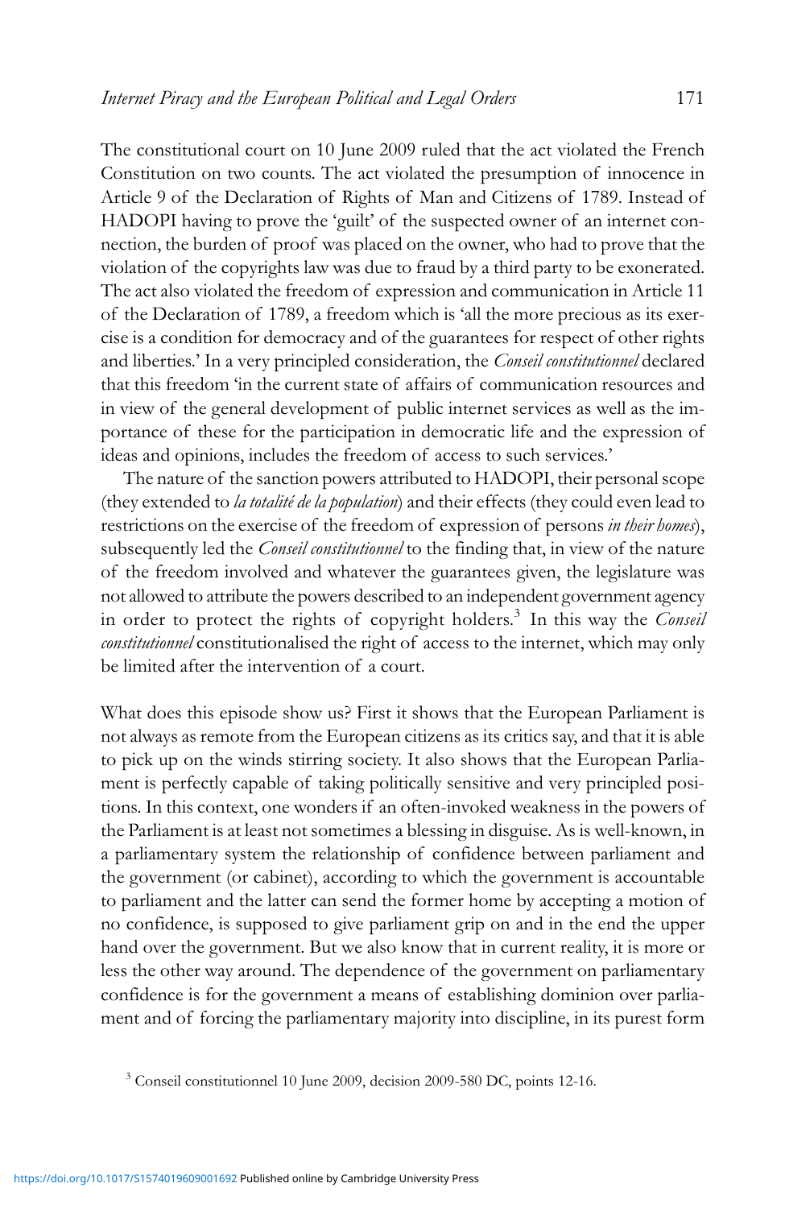The constitutional court on 10 June 2009 ruled that the act violated the French Constitution on two counts. The act violated the presumption of innocence in Article 9 of the Declaration of Rights of Man and Citizens of 1789. Instead of HADOPI having to prove the 'guilt' of the suspected owner of an internet connection, the burden of proof was placed on the owner, who had to prove that the violation of the copyrights law was due to fraud by a third party to be exonerated. The act also violated the freedom of expression and communication in Article 11 of the Declaration of 1789, a freedom which is 'all the more precious as its exercise is a condition for democracy and of the guarantees for respect of other rights and liberties.' In a very principled consideration, the *Conseil constitutionnel* declared that this freedom 'in the current state of affairs of communication resources and in view of the general development of public internet services as well as the importance of these for the participation in democratic life and the expression of ideas and opinions, includes the freedom of access to such services.'

The nature of the sanction powers attributed to HADOPI, their personal scope (they extended to *la totalité de la population*) and their effects (they could even lead to restrictions on the exercise of the freedom of expression of persons *in their homes*), subsequently led the *Conseil constitutionnel* to the finding that, in view of the nature of the freedom involved and whatever the guarantees given, the legislature was not allowed to attribute the powers described to an independent government agency in order to protect the rights of copyright holders.[3] In this way the *Conseil constitutionnel* constitutionalised the right of access to the internet, which may only be limited after the intervention of a court.

What does this episode show us? First it shows that the European Parliament is not always as remote from the European citizens as its critics say, and that it is able to pick up on the winds stirring society. It also shows that the European Parliament is perfectly capable of taking politically sensitive and very principled positions. In this context, one wonders if an often-invoked weakness in the powers of the Parliament is at least not sometimes a blessing in disguise. As is well-known, in a parliamentary system the relationship of confidence between parliament and the government (or cabinet), according to which the government is accountable to parliament and the latter can send the former home by accepting a motion of no confidence, is supposed to give parliament grip on and in the end the upper hand over the government. But we also know that in current reality, it is more or less the other way around. The dependence of the government on parliamentary confidence is for the government a means of establishing dominion over parliament and of forcing the parliamentary majority into discipline, in its purest form

[3] Conseil constitutionnel 10 June 2009, decision 2009-580 DC, points 12-16.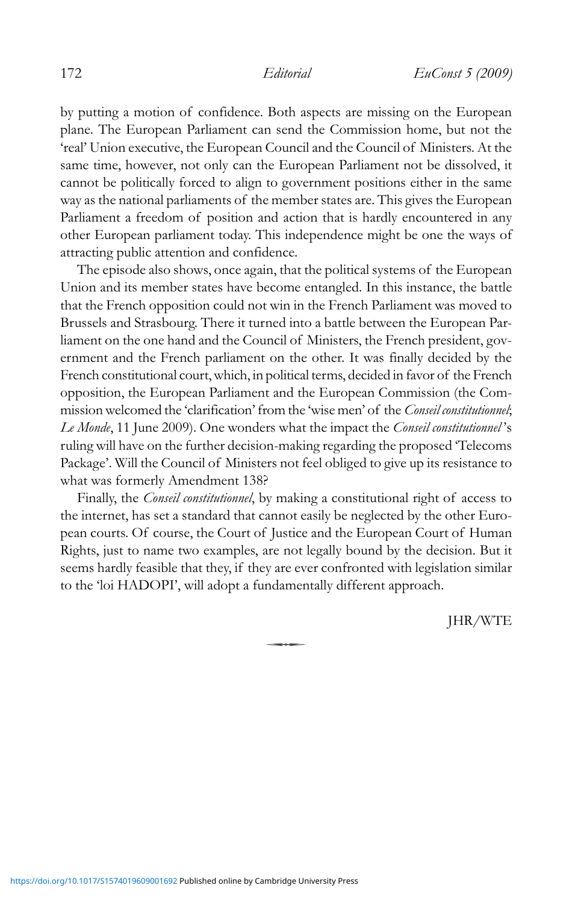by putting a motion of confidence. Both aspects are missing on the European plane. The European Parliament can send the Commission home, but not the 'real' Union executive, the European Council and the Council of Ministers. At the same time, however, not only can the European Parliament not be dissolved, it cannot be politically forced to align to government positions either in the same way as the national parliaments of the member states are. This gives the European Parliament a freedom of position and action that is hardly encountered in any other European parliament today. This independence might be one the ways of attracting public attention and confidence.

The episode also shows, once again, that the political systems of the European Union and its member states have become entangled. In this instance, the battle that the French opposition could not win in the French Parliament was moved to Brussels and Strasbourg. There it turned into a battle between the European Parliament on the one hand and the Council of Ministers, the French president, government and the French parliament on the other. It was finally decided by the French constitutional court, which, in political terms, decided in favor of the French opposition, the European Parliament and the European Commission (the Commission welcomed the 'clarification' from the 'wise men' of the *Conseil constitutionnel*; *Le Monde*, 11 June 2009). One wonders what the impact the *Conseil constitutionnel*'s ruling will have on the further decision-making regarding the proposed 'Telecoms Package'. Will the Council of Ministers not feel obliged to give up its resistance to what was formerly Amendment 138?

Finally, the *Conseil constitutionnel*, by making a constitutional right of access to the internet, has set a standard that cannot easily be neglected by the other European courts. Of course, the Court of Justice and the European Court of Human Rights, just to name two examples, are not legally bound by the decision. But it seems hardly feasible that they, if they are ever confronted with legislation similar to the 'loi HADOPI', will adopt a fundamentally different approach.

JHR/WTE